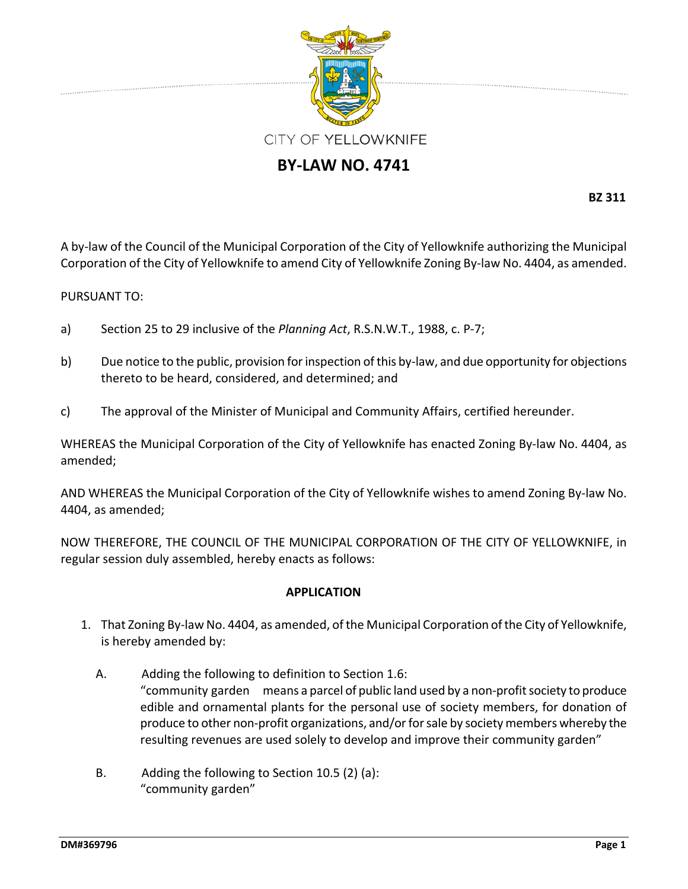CITY OF YELLOWKNIFE

# BY-LAW NO. 4741

**BZ 311**

A by-law of the Council of the Municipal Corporation of the City of Yellowknife authorizing the Municipal Corporation of the City of Yellowknife to amend City of Yellowknife Zoning By-law No. 4404, as amended.

PURSUANT TO:

a) Section 25 to 29 inclusive of the *Planning Act*, R.S.N.W.T., 1988, c. P-7;

b) Due notice to the public, provision for inspection of this by-law, and due opportunity for objections thereto to be heard, considered, and determined; and

c) The approval of the Minister of Municipal and Community Affairs, certified hereunder.

WHEREAS the Municipal Corporation of the City of Yellowknife has enacted Zoning By-law No. 4404, as amended;

AND WHEREAS the Municipal Corporation of the City of Yellowknife wishes to amend Zoning By-law No. 4404, as amended;

NOW THEREFORE, THE COUNCIL OF THE MUNICIPAL CORPORATION OF THE CITY OF YELLOWKNIFE, in regular session duly assembled, hereby enacts as follows:

**APPLICATION**

1. That Zoning By-law No. 4404, as amended, of the Municipal Corporation of the City of Yellowknife, is hereby amended by:

   A. Adding the following to definition to Section 1.6:
   "community garden means a parcel of public land used by a non-profit society to produce edible and ornamental plants for the personal use of society members, for donation of produce to other non-profit organizations, and/or for sale by society members whereby the resulting revenues are used solely to develop and improve their community garden"

   B. Adding the following to Section 10.5 (2) (a):
   "community garden"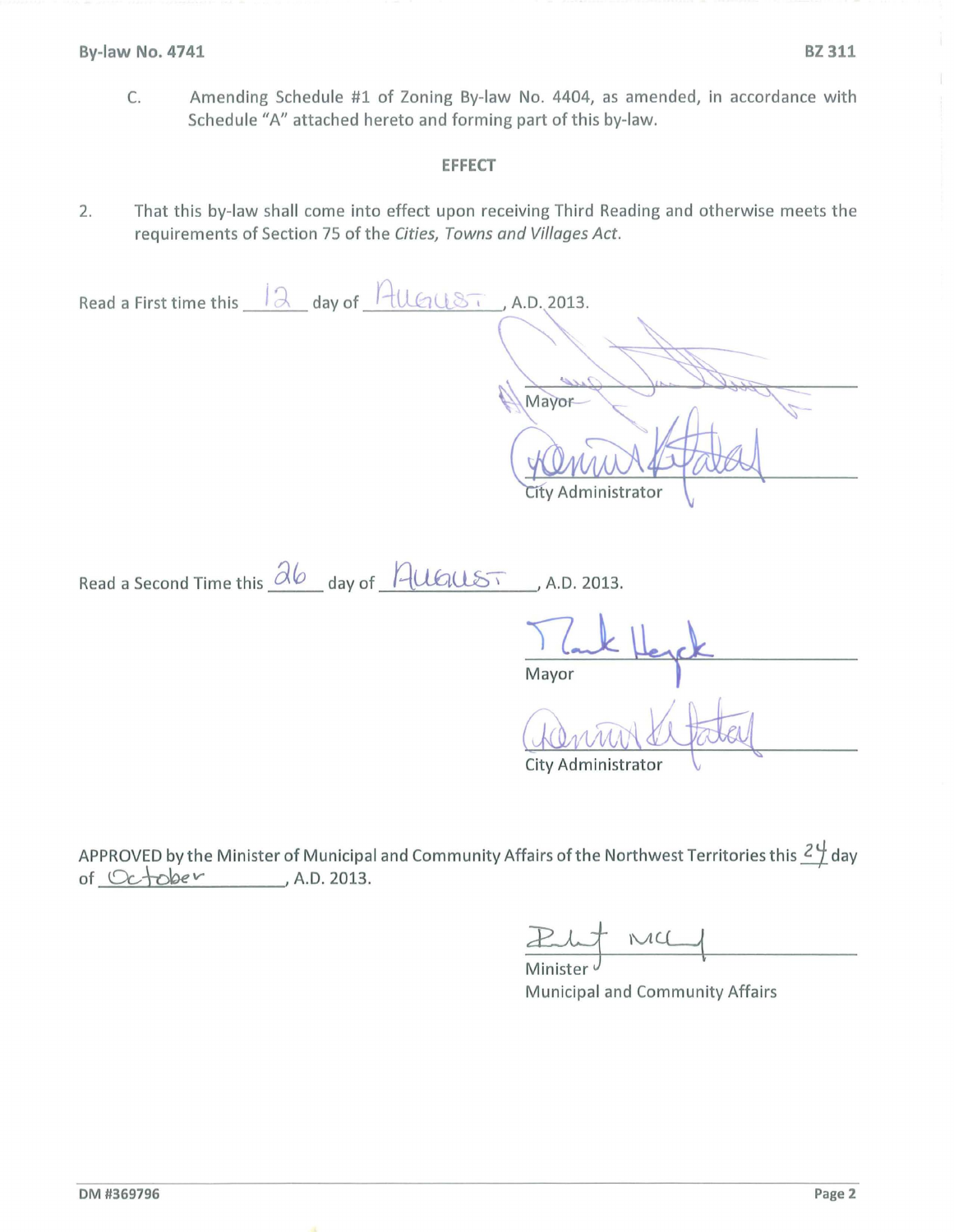C. Amending Schedule #1 of Zoning By-law No. 4404, as amended, in accordance with Schedule "A" attached hereto and forming part of this by-law.

### EFFECT

2. That this by-law shall come into effect upon receiving Third Reading and otherwise meets the requirements of Section 75 of the *Cities, Towns and Villages Act*.

Read a First time this 12 day of August, A.D. 2013.

Mayor

City Administrator

Read a Second Time this 26 day of August, A.D. 2013.

Mayor

City Administrator

APPROVED by the Minister of Municipal and Community Affairs of the Northwest Territories this 24 day of October, A.D. 2013.

Minister
Municipal and Community Affairs

DM #369796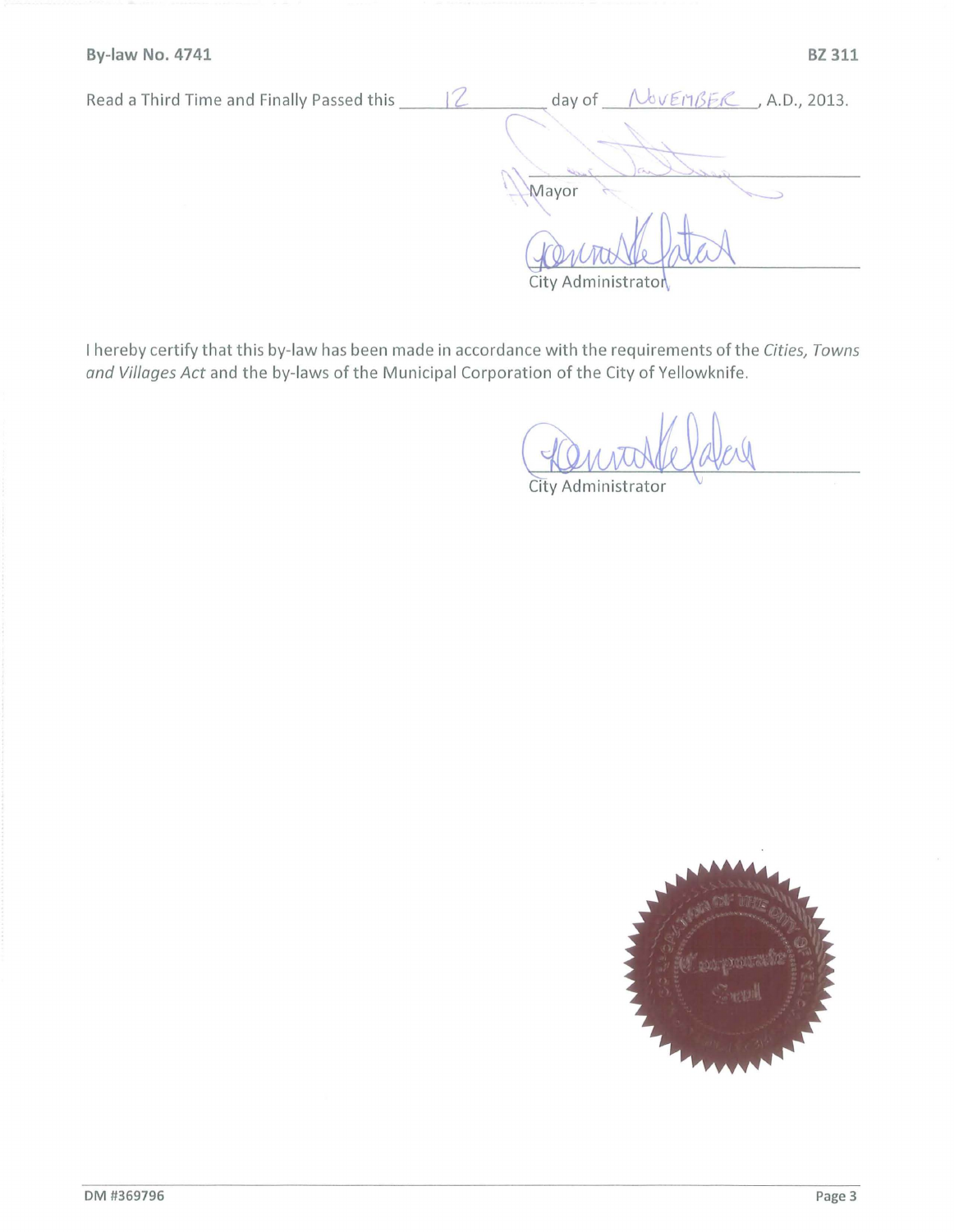**By-law No. 4741** **BZ 311**

Read a Third Time and Finally Passed this 12 day of November, A.D., 2013.

_______________________
Mayor

_______________________
City Administrator

I hereby certify that this by-law has been made in accordance with the requirements of the *Cities, Towns and Villages Act* and the by-laws of the Municipal Corporation of the City of Yellowknife.

_______________________
City Administrator

DM #369796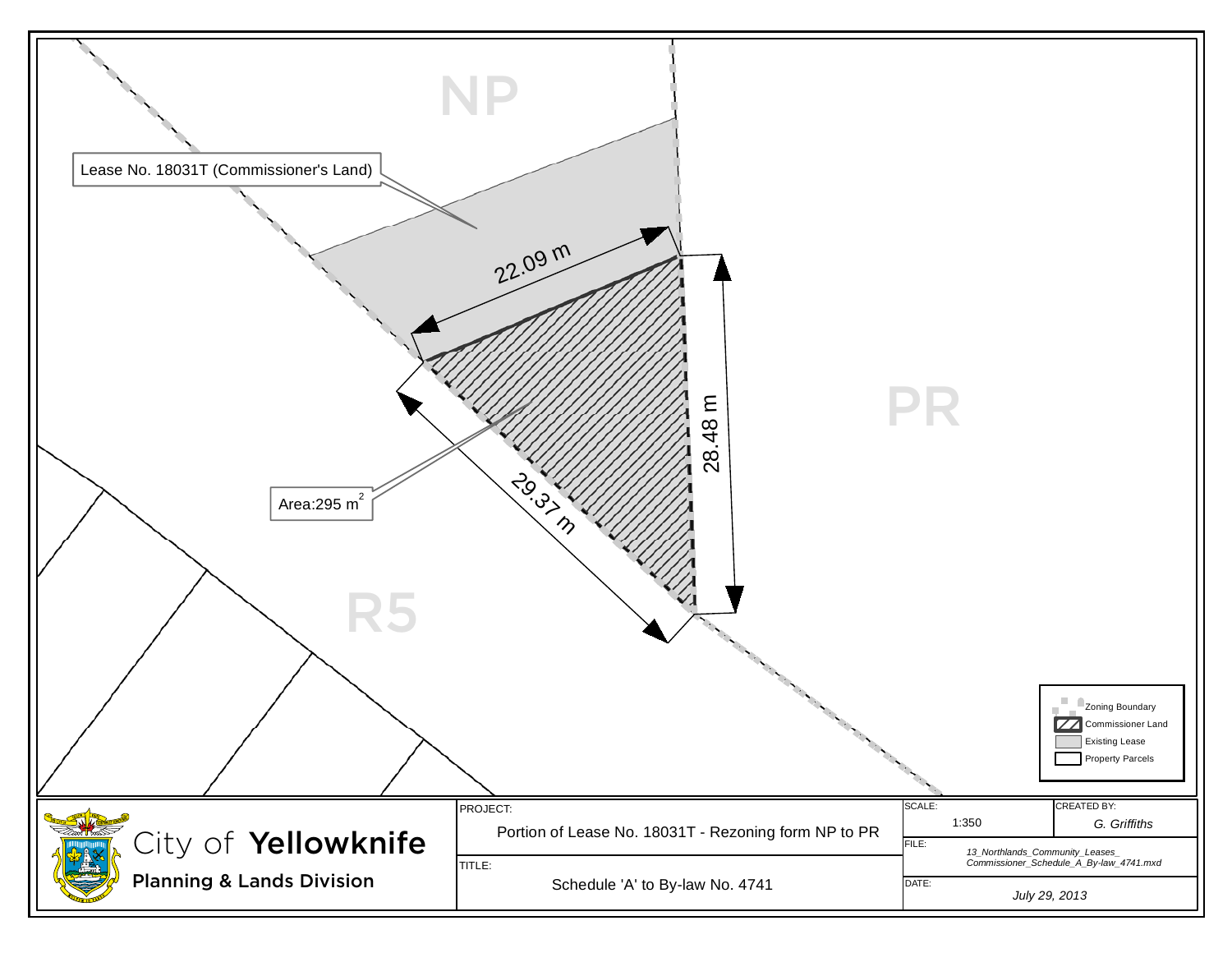NP

Lease No. 18031T (Commissioner's Land)

22.09 m

28.48 m

29.37 m

Area:295 $m^2$

PR

R5

Zoning Boundary

Commissioner Land

Existing Lease

Property Parcels

City of **Yellowknife**

**Planning & Lands Division**

| | | | |
|---|---|---|---|
| PROJECT: Portion of Lease No. 18031T - Rezoning form NP to PR | | SCALE: 1:350 | CREATED BY: *G. Griffiths* |
| | | FILE: *13_Northlands_Community_Leases_Commissioner_Schedule_A_By-law_4741.mxd* | |
| TITLE: Schedule 'A' to By-law No. 4741 | | DATE: *July 29, 2013* | |